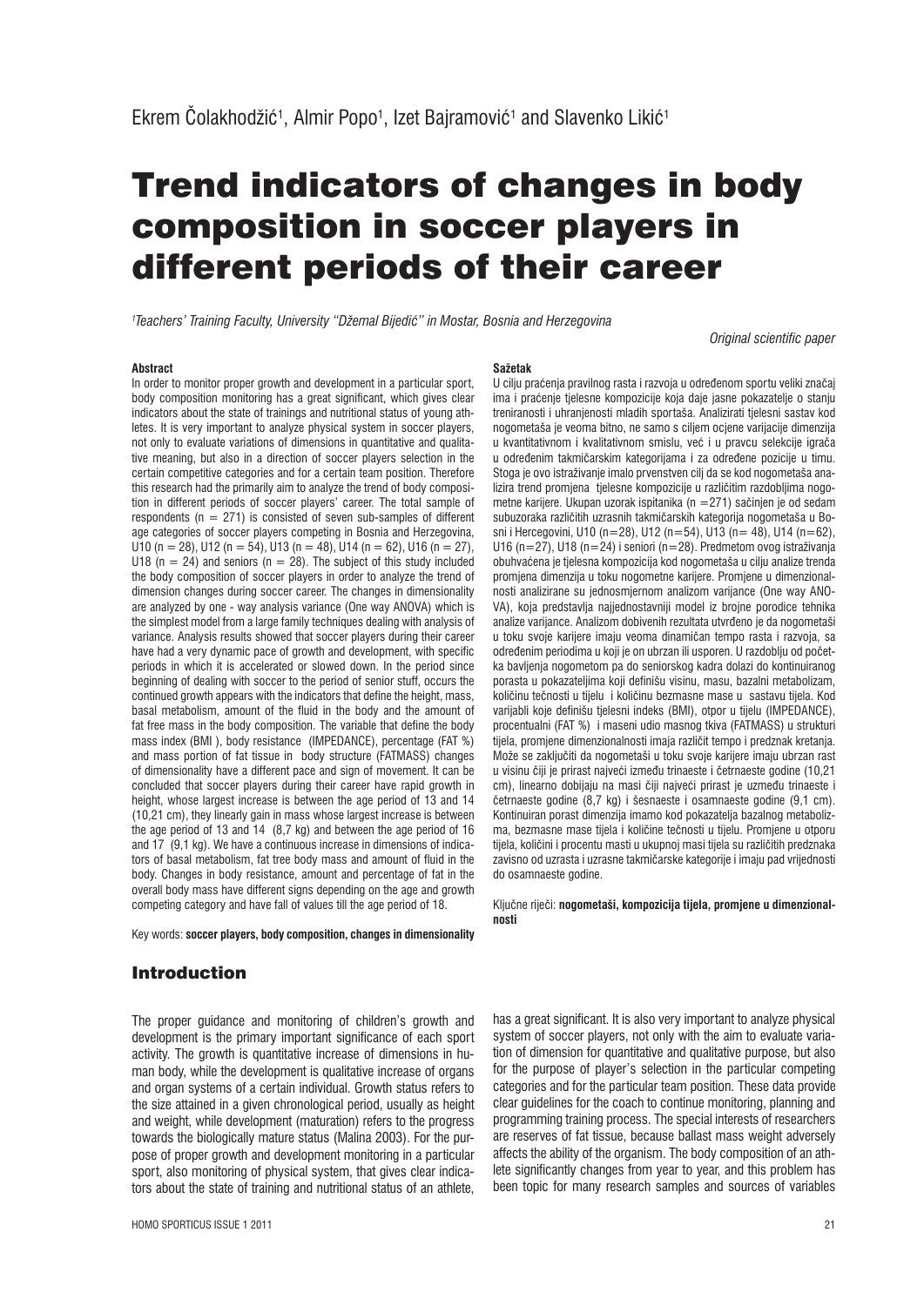Ekrem Čolakhodžić[1], Almir Popo[1], Izet Bajramović[1] and Slavenko Likić[1]

# Trend indicators of changes in body composition in soccer players in different periods of their career

[1]*Teachers' Training Faculty, University "Džemal Bijedić" in Mostar, Bosnia and Herzegovina*

*Original scientific paper*

**Abstract**

In order to monitor proper growth and development in a particular sport, body composition monitoring has a great significant, which gives clear indicators about the state of trainings and nutritional status of young athletes. It is very important to analyze physical system in soccer players, not only to evaluate variations of dimensions in quantitative and qualitative meaning, but also in a direction of soccer players selection in the certain competitive categories and for a certain team position. Therefore this research had the primarily aim to analyze the trend of body composition in different periods of soccer players' career. The total sample of respondents (n = 271) is consisted of seven sub-samples of different age categories of soccer players competing in Bosnia and Herzegovina, U10 (n = 28), U12 (n = 54), U13 (n = 48), U14 (n = 62), U16 (n = 27), U18 (n = 24) and seniors (n = 28). The subject of this study included the body composition of soccer players in order to analyze the trend of dimension changes during soccer career. The changes in dimensionality are analyzed by one - way analysis variance (One way ANOVA) which is the simplest model from a large family techniques dealing with analysis of variance. Analysis results showed that soccer players during their career have had a very dynamic pace of growth and development, with specific periods in which it is accelerated or slowed down. In the period since beginning of dealing with soccer to the period of senior stuff, occurs the continued growth appears with the indicators that define the height, mass, basal metabolism, amount of the fluid in the body and the amount of fat free mass in the body composition. The variable that define the body mass index (BMI ), body resistance (IMPEDANCE), percentage (FAT %) and mass portion of fat tissue in body structure (FATMASS) changes of dimensionality have a different pace and sign of movement. It can be concluded that soccer players during their career have rapid growth in height, whose largest increase is between the age period of 13 and 14 (10,21 cm), they linearly gain in mass whose largest increase is between the age period of 13 and 14 (8,7 kg) and between the age period of 16 and 17 (9,1 kg). We have a continuous increase in dimensions of indicators of basal metabolism, fat tree body mass and amount of fluid in the body. Changes in body resistance, amount and percentage of fat in the overall body mass have different signs depending on the age and growth competing category and have fall of values till the age period of 18.

Key words: **soccer players, body composition, changes in dimensionality**

**Sažetak**

U cilju praćenja pravilnog rasta i razvoja u određenom sportu veliki značaj ima i praćenje tjelesne kompozicije koja daje jasne pokazatelje o stanju treniranosti i uhranjenosti mladih sportaša. Analizirati tjelesni sastav kod nogometaša je veoma bitno, ne samo s ciljem ocjene varijacije dimenzija u kvantitativnom i kvalitativnom smislu, već i u pravcu selekcije igrača u određenim takmičarskim kategorijama i za određene pozicije u timu. Stoga je ovo istraživanje imalo prvenstven cilj da se kod nogometaša analizira trend promjena tjelesne kompozicije u različitim razdobljima nogometne karijere. Ukupan uzorak ispitanika (n =271) sačinjen je od sedam subuzoraka različitih uzrasnih takmičarskih kategorija nogometaša u Bosni i Hercegovini, U10 (n=28), U12 (n=54), U13 (n= 48), U14 (n=62), U16 (n=27), U18 (n=24) i seniori (n=28). Predmetom ovog istraživanja obuhvaćena je tjelesna kompozicija kod nogometaša u cilju analize trenda promjena dimenzija u toku nogometne karijere. Promjene u dimenzionalnosti analizirane su jednosmjernom analizom varijance (One way ANOVA), koja predstavlja najjednostavniji model iz brojne porodice tehnika analize varijance. Analizom dobivenih rezultata utvrđeno je da nogometaši u toku svoje karijere imaju veoma dinamičan tempo rasta i razvoja, sa određenim periodima u koji je on ubrzan ili usporen. U razdoblju od početka bavljenja nogometom pa do seniorskog kadra dolazi do kontinuiranog porasta u pokazateljima koji definišu visinu, masu, bazalni metabolizam, količinu tečnosti u tijelu i količinu bezmasne mase u sastavu tijela. Kod varijabli koje definišu tjelesni indeks (BMI), otpor u tijelu (IMPEDANCE), procentualni (FAT %) i maseni udio masnog tkiva (FATMASS) u strukturi tijela, promjene dimenzionalnosti imaja različit tempo i predznak kretanja. Može se zaključiti da nogometaši u toku svoje karijere imaju ubrzan rast u visinu čiji je prirast najveći između trinaeste i četrnaeste godine (10,21 cm), linearno dobijaju na masi čiji najveći prirast je između trinaeste i četrnaeste godine (8,7 kg) i šesnaeste i osamnaeste godine (9,1 cm). Kontinuiran porast dimenzija imamo kod pokazatelja bazalnog metabolizma, bezmasne mase tijela i količine tečnosti u tijelu. Promjene u otporu tijela, količini i procentu masti u ukupnoj masi tijela su različitih predznaka zavisno od uzrasta i uzrasne takmičarske kategorije i imaju pad vrijednosti do osamnaeste godine.

Ključne riječi: **nogometaši, kompozicija tijela, promjene u dimenzionalnosti**

## Introduction

The proper guidance and monitoring of children's growth and development is the primary important significance of each sport activity. The growth is quantitative increase of dimensions in human body, while the development is qualitative increase of organs and organ systems of a certain individual. Growth status refers to the size attained in a given chronological period, usually as height and weight, while development (maturation) refers to the progress towards the biologically mature status (Malina 2003). For the purpose of proper growth and development monitoring in a particular sport, also monitoring of physical system, that gives clear indicators about the state of training and nutritional status of an athlete, has a great significant. It is also very important to analyze physical system of soccer players, not only with the aim to evaluate variation of dimension for quantitative and qualitative purpose, but also for the purpose of player's selection in the particular competing categories and for the particular team position. These data provide clear guidelines for the coach to continue monitoring, planning and programming training process. The special interests of researchers are reserves of fat tissue, because ballast mass weight adversely affects the ability of the organism. The body composition of an athlete significantly changes from year to year, and this problem has been topic for many research samples and sources of variables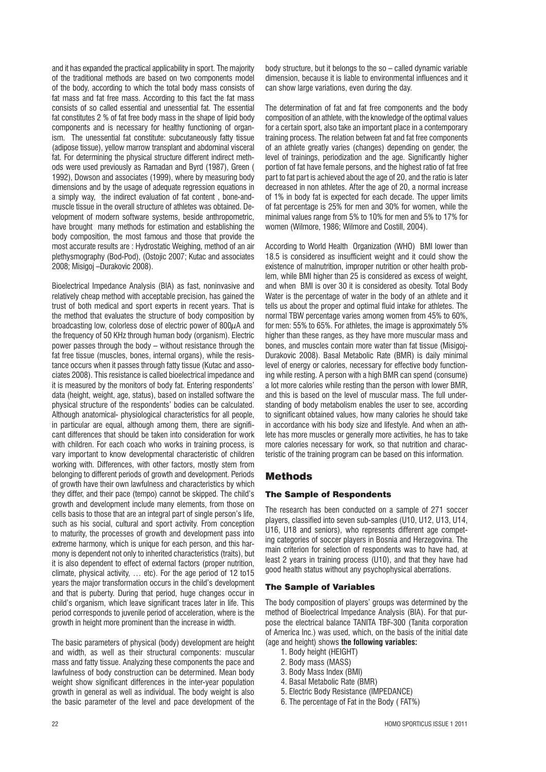and it has expanded the practical applicability in sport. The majority of the traditional methods are based on two components model of the body, according to which the total body mass consists of fat mass and fat free mass. According to this fact the fat mass consists of so called essential and unessential fat. The essential fat constitutes 2 % of fat free body mass in the shape of lipid body components and is necessary for healthy functioning of organism. The unessential fat constitute: subcutaneously fatty tissue (adipose tissue), yellow marrow transplant and abdominal visceral fat. For determining the physical structure different indirect methods were used previously as Ramadan and Byrd (1987), Green ( 1992), Dowson and associates (1999), where by measuring body dimensions and by the usage of adequate regression equations in a simply way, the indirect evaluation of fat content , bone-and-muscle tissue in the overall structure of athletes was obtained. Development of modern software systems, beside anthropometric, have brought many methods for estimation and establishing the body composition, the most famous and those that provide the most accurate results are : Hydrostatic Weighing, method of an air plethysmography (Bod-Pod), (Ostojic 2007; Kutac and associates 2008; Misigoj –Durakovic 2008).

Bioelectrical Impedance Analysis (BIA) as fast, noninvasive and relatively cheap method with acceptable precision, has gained the trust of both medical and sport experts in recent years. That is the method that evaluates the structure of body composition by broadcasting low, colorless dose of electric power of 800$\mu$A and the frequency of 50 KHz through human body (organism). Electric power passes through the body – without resistance through the fat free tissue (muscles, bones, internal organs), while the resistance occurs when it passes through fatty tissue (Kutac and associates 2008). This resistance is called bioelectrical impedance and it is measured by the monitors of body fat. Entering respondents' data (height, weight, age, status), based on installed software the physical structure of the respondents' bodies can be calculated. Although anatomical- physiological characteristics for all people, in particular are equal, although among them, there are significant differences that should be taken into consideration for work with children. For each coach who works in training process, is vary important to know developmental characteristic of children working with. Differences, with other factors, mostly stem from belonging to different periods of growth and development. Periods of growth have their own lawfulness and characteristics by which they differ, and their pace (tempo) cannot be skipped. The child's growth and development include many elements, from those on cells basis to those that are an integral part of single person's life, such as his social, cultural and sport activity. From conception to maturity, the processes of growth and development pass into extreme harmony, which is unique for each person, and this harmony is dependent not only to inherited characteristics (traits), but it is also dependent to effect of external factors (proper nutrition, climate, physical activity, … etc). For the age period of 12 to15 years the major transformation occurs in the child's development and that is puberty. During that period, huge changes occur in child's organism, which leave significant traces later in life. This period corresponds to juvenile period of acceleration, where is the growth in height more prominent than the increase in width.

The basic parameters of physical (body) development are height and width, as well as their structural components: muscular mass and fatty tissue. Analyzing these components the pace and lawfulness of body construction can be determined. Mean body weight show significant differences in the inter-year population growth in general as well as individual. The body weight is also the basic parameter of the level and pace development of the body structure, but it belongs to the so – called dynamic variable dimension, because it is liable to environmental influences and it can show large variations, even during the day.

The determination of fat and fat free components and the body composition of an athlete, with the knowledge of the optimal values for a certain sport, also take an important place in a contemporary training process. The relation between fat and fat free components of an athlete greatly varies (changes) depending on gender, the level of trainings, periodization and the age. Significantly higher portion of fat have female persons, and the highest ratio of fat free part to fat part is achieved about the age of 20, and the ratio is later decreased in non athletes. After the age of 20, a normal increase of 1% in body fat is expected for each decade. The upper limits of fat percentage is 25% for men and 30% for women, while the minimal values range from 5% to 10% for men and 5% to 17% for women (Wilmore, 1986; Wilmore and Costill, 2004).

According to World Health Organization (WHO) BMI lower than 18.5 is considered as insufficient weight and it could show the existence of malnutrition, improper nutrition or other health problem, while BMI higher than 25 is considered as excess of weight, and when BMI is over 30 it is considered as obesity. Total Body Water is the percentage of water in the body of an athlete and it tells us about the proper and optimal fluid intake for athletes. The normal TBW percentage varies among women from 45% to 60%, for men: 55% to 65%. For athletes, the image is approximately 5% higher than these ranges, as they have more muscular mass and bones, and muscles contain more water than fat tissue (Misigoj-Durakovic 2008). Basal Metabolic Rate (BMR) is daily minimal level of energy or calories, necessary for effective body functioning while resting. A person with a high BMR can spend (consume) a lot more calories while resting than the person with lower BMR, and this is based on the level of muscular mass. The full understanding of body metabolism enables the user to see, according to significant obtained values, how many calories he should take in accordance with his body size and lifestyle. And when an athlete has more muscles or generally more activities, he has to take more calories necessary for work, so that nutrition and characteristic of the training program can be based on this information.

## Methods

### The Sample of Respondents

The research has been conducted on a sample of 271 soccer players, classified into seven sub-samples (U10, U12, U13, U14, U16, U18 and seniors), who represents different age competing categories of soccer players in Bosnia and Herzegovina. The main criterion for selection of respondents was to have had, at least 2 years in training process (U10), and that they have had good health status without any psychophysical aberrations.

### The Sample of Variables

The body composition of players' groups was determined by the method of Bioelectrical Impedance Analysis (BIA). For that purpose the electrical balance TANITA TBF-300 (Tanita corporation of America Inc.) was used, which, on the basis of the initial date (age and height) shows **the following variables:**

1. Body height (HEIGHT)
2. Body mass (MASS)
3. Body Mass Index (BMI)
4. Basal Metabolic Rate (BMR)
5. Electric Body Resistance (IMPEDANCE)
6. The percentage of Fat in the Body ( FAT%)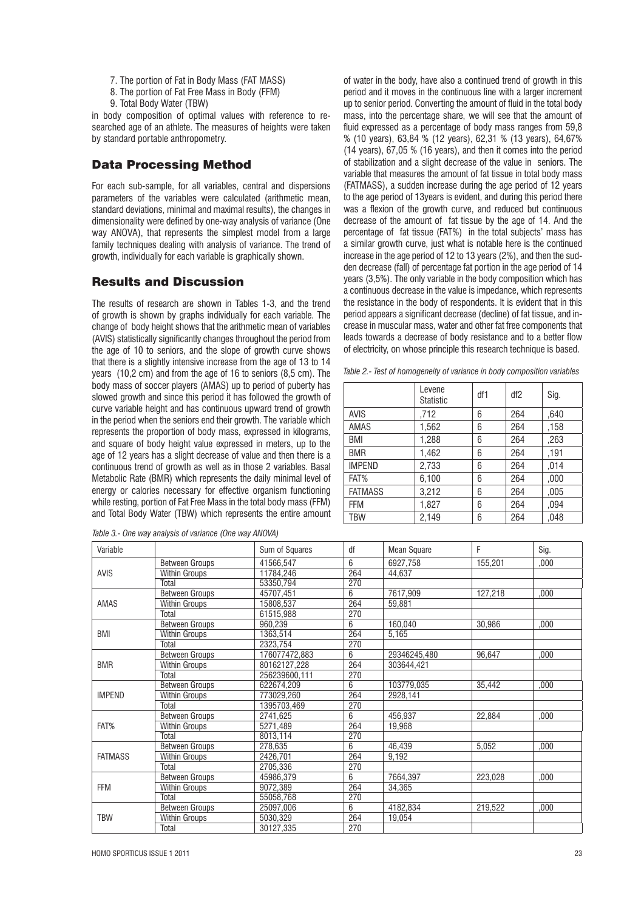7. The portion of Fat in Body Mass (FAT MASS)
8. The portion of Fat Free Mass in Body (FFM)
9. Total Body Water (TBW)

in body composition of optimal values with reference to researched age of an athlete. The measures of heights were taken by standard portable anthropometry.

## Data Processing Method

For each sub-sample, for all variables, central and dispersions parameters of the variables were calculated (arithmetic mean, standard deviations, minimal and maximal results), the changes in dimensionality were defined by one-way analysis of variance (One way ANOVA), that represents the simplest model from a large family techniques dealing with analysis of variance. The trend of growth, individually for each variable is graphically shown.

## Results and Discussion

The results of research are shown in Tables 1-3, and the trend of growth is shown by graphs individually for each variable. The change of body height shows that the arithmetic mean of variables (AVIS) statistically significantly changes throughout the period from the age of 10 to seniors, and the slope of growth curve shows that there is a slightly intensive increase from the age of 13 to 14 years (10,2 cm) and from the age of 16 to seniors (8,5 cm). The body mass of soccer players (AMAS) up to period of puberty has slowed growth and since this period it has followed the growth of curve variable height and has continuous upward trend of growth in the period when the seniors end their growth. The variable which represents the proportion of body mass, expressed in kilograms, and square of body height value expressed in meters, up to the age of 12 years has a slight decrease of value and then there is a continuous trend of growth as well as in those 2 variables. Basal Metabolic Rate (BMR) which represents the daily minimal level of energy or calories necessary for effective organism functioning while resting, portion of Fat Free Mass in the total body mass (FFM) and Total Body Water (TBW) which represents the entire amount of water in the body, have also a continued trend of growth in this period and it moves in the continuous line with a larger increment up to senior period. Converting the amount of fluid in the total body mass, into the percentage share, we will see that the amount of fluid expressed as a percentage of body mass ranges from 59,8 % (10 years), 63,84 % (12 years), 62,31 % (13 years), 64,67% (14 years), 67,05 % (16 years), and then it comes into the period of stabilization and a slight decrease of the value in seniors. The variable that measures the amount of fat tissue in total body mass (FATMASS), a sudden increase during the age period of 12 years to the age period of 13years is evident, and during this period there was a flexion of the growth curve, and reduced but continuous decrease of the amount of fat tissue by the age of 14. And the percentage of fat tissue (FAT%) in the total subjects' mass has a similar growth curve, just what is notable here is the continued increase in the age period of 12 to 13 years (2%), and then the sudden decrease (fall) of percentage fat portion in the age period of 14 years (3,5%). The only variable in the body composition which has a continuous decrease in the value is impedance, which represents the resistance in the body of respondents. It is evident that in this period appears a significant decrease (decline) of fat tissue, and increase in muscular mass, water and other fat free components that leads towards a decrease of body resistance and to a better flow of electricity, on whose principle this research technique is based.

*Table 2.- Test of homogeneity of variance in body composition variables*

| | Levene Statistic | df1 | df2 | Sig. |
|---|---|---|---|---|
| AVIS | ,712 | 6 | 264 | ,640 |
| AMAS | 1,562 | 6 | 264 | ,158 |
| BMI | 1,288 | 6 | 264 | ,263 |
| BMR | 1,462 | 6 | 264 | ,191 |
| IMPEND | 2,733 | 6 | 264 | ,014 |
| FAT% | 6,100 | 6 | 264 | ,000 |
| FATMASS | 3,212 | 6 | 264 | ,005 |
| FFM | 1,827 | 6 | 264 | ,094 |
| TBW | 2,149 | 6 | 264 | ,048 |

*Table 3.- One way analysis of variance (One way ANOVA)*

| Variable | | Sum of Squares | df | Mean Square | F | Sig. |
|---|---|---|---|---|---|---|
| AVIS | Between Groups | 41566,547 | 6 | 6927,758 | 155,201 | ,000 |
| | Within Groups | 11784,246 | 264 | 44,637 | | |
| | Total | 53350,794 | 270 | | | |
| AMAS | Between Groups | 45707,451 | 6 | 7617,909 | 127,218 | ,000 |
| | Within Groups | 15808,537 | 264 | 59,881 | | |
| | Total | 61515,988 | 270 | | | |
| BMI | Between Groups | 960,239 | 6 | 160,040 | 30,986 | ,000 |
| | Within Groups | 1363,514 | 264 | 5,165 | | |
| | Total | 2323,754 | 270 | | | |
| BMR | Between Groups | 176077472,883 | 6 | 29346245,480 | 96,647 | ,000 |
| | Within Groups | 80162127,228 | 264 | 303644,421 | | |
| | Total | 256239600,111 | 270 | | | |
| IMPEND | Between Groups | 622674,209 | 6 | 103779,035 | 35,442 | ,000 |
| | Within Groups | 773029,260 | 264 | 2928,141 | | |
| | Total | 1395703,469 | 270 | | | |
| FAT% | Between Groups | 2741,625 | 6 | 456,937 | 22,884 | ,000 |
| | Within Groups | 5271,489 | 264 | 19,968 | | |
| | Total | 8013,114 | 270 | | | |
| FATMASS | Between Groups | 278,635 | 6 | 46,439 | 5,052 | ,000 |
| | Within Groups | 2426,701 | 264 | 9,192 | | |
| | Total | 2705,336 | 270 | | | |
| FFM | Between Groups | 45986,379 | 6 | 7664,397 | 223,028 | ,000 |
| | Within Groups | 9072,389 | 264 | 34,365 | | |
| | Total | 55058,768 | 270 | | | |
| TBW | Between Groups | 25097,006 | 6 | 4182,834 | 219,522 | ,000 |
| | Within Groups | 5030,329 | 264 | 19,054 | | |
| | Total | 30127,335 | 270 | | | |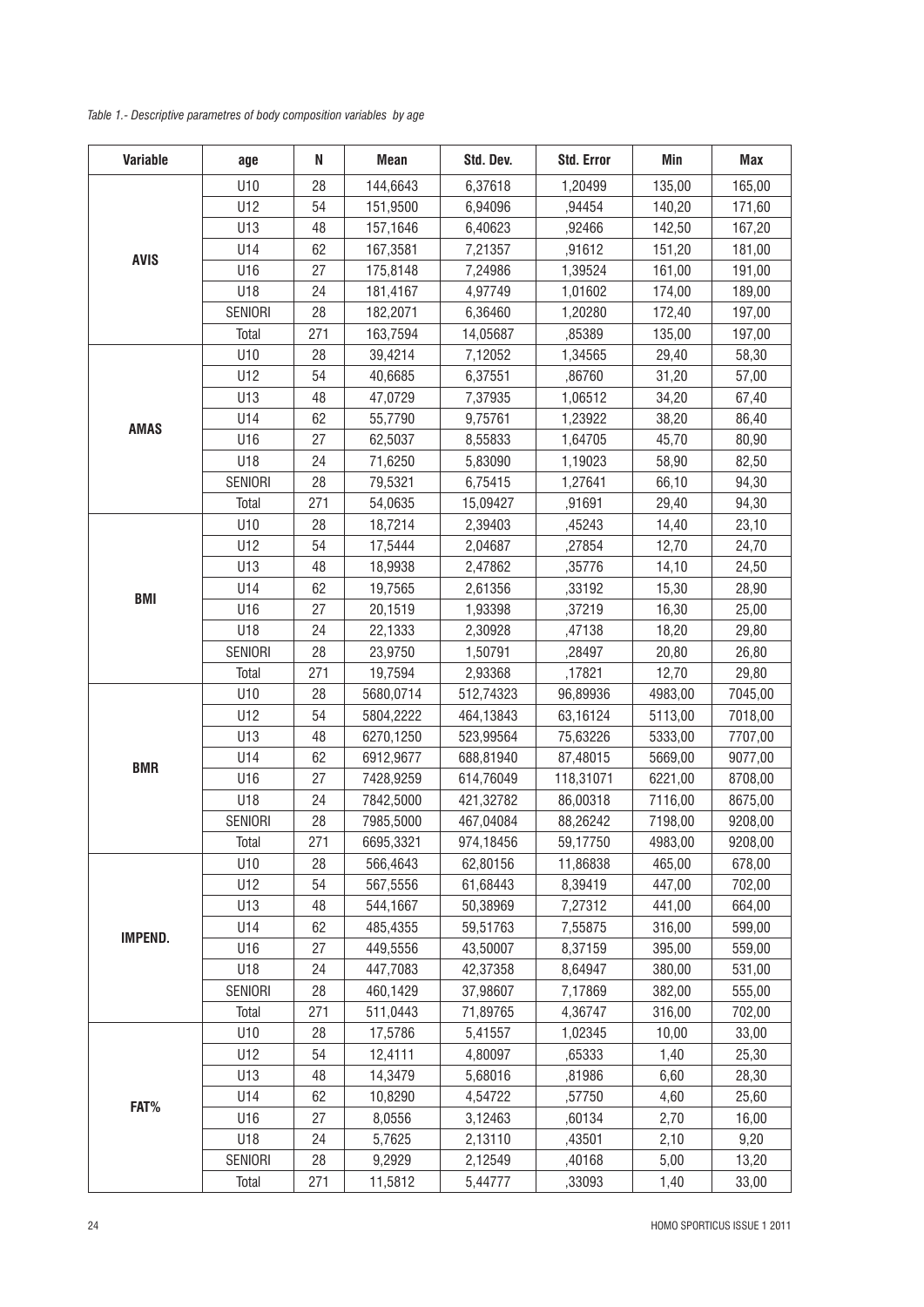*Table 1.- Descriptive parametres of body composition variables by age*

| Variable | age | N | Mean | Std. Dev. | Std. Error | Min | Max |
|---|---|---|---|---|---|---|---|
| **AVIS** | U10 | 28 | 144,6643 | 6,37618 | 1,20499 | 135,00 | 165,00 |
| | U12 | 54 | 151,9500 | 6,94096 | ,94454 | 140,20 | 171,60 |
| | U13 | 48 | 157,1646 | 6,40623 | ,92466 | 142,50 | 167,20 |
| | U14 | 62 | 167,3581 | 7,21357 | ,91612 | 151,20 | 181,00 |
| | U16 | 27 | 175,8148 | 7,24986 | 1,39524 | 161,00 | 191,00 |
| | U18 | 24 | 181,4167 | 4,97749 | 1,01602 | 174,00 | 189,00 |
| | SENIORI | 28 | 182,2071 | 6,36460 | 1,20280 | 172,40 | 197,00 |
| | Total | 271 | 163,7594 | 14,05687 | ,85389 | 135,00 | 197,00 |
| **AMAS** | U10 | 28 | 39,4214 | 7,12052 | 1,34565 | 29,40 | 58,30 |
| | U12 | 54 | 40,6685 | 6,37551 | ,86760 | 31,20 | 57,00 |
| | U13 | 48 | 47,0729 | 7,37935 | 1,06512 | 34,20 | 67,40 |
| | U14 | 62 | 55,7790 | 9,75761 | 1,23922 | 38,20 | 86,40 |
| | U16 | 27 | 62,5037 | 8,55833 | 1,64705 | 45,70 | 80,90 |
| | U18 | 24 | 71,6250 | 5,83090 | 1,19023 | 58,90 | 82,50 |
| | SENIORI | 28 | 79,5321 | 6,75415 | 1,27641 | 66,10 | 94,30 |
| | Total | 271 | 54,0635 | 15,09427 | ,91691 | 29,40 | 94,30 |
| **BMI** | U10 | 28 | 18,7214 | 2,39403 | ,45243 | 14,40 | 23,10 |
| | U12 | 54 | 17,5444 | 2,04687 | ,27854 | 12,70 | 24,70 |
| | U13 | 48 | 18,9938 | 2,47862 | ,35776 | 14,10 | 24,50 |
| | U14 | 62 | 19,7565 | 2,61356 | ,33192 | 15,30 | 28,90 |
| | U16 | 27 | 20,1519 | 1,93398 | ,37219 | 16,30 | 25,00 |
| | U18 | 24 | 22,1333 | 2,30928 | ,47138 | 18,20 | 29,80 |
| | SENIORI | 28 | 23,9750 | 1,50791 | ,28497 | 20,80 | 26,80 |
| | Total | 271 | 19,7594 | 2,93368 | ,17821 | 12,70 | 29,80 |
| **BMR** | U10 | 28 | 5680,0714 | 512,74323 | 96,89936 | 4983,00 | 7045,00 |
| | U12 | 54 | 5804,2222 | 464,13843 | 63,16124 | 5113,00 | 7018,00 |
| | U13 | 48 | 6270,1250 | 523,99564 | 75,63226 | 5333,00 | 7707,00 |
| | U14 | 62 | 6912,9677 | 688,81940 | 87,48015 | 5669,00 | 9077,00 |
| | U16 | 27 | 7428,9259 | 614,76049 | 118,31071 | 6221,00 | 8708,00 |
| | U18 | 24 | 7842,5000 | 421,32782 | 86,00318 | 7116,00 | 8675,00 |
| | SENIORI | 28 | 7985,5000 | 467,04084 | 88,26242 | 7198,00 | 9208,00 |
| | Total | 271 | 6695,3321 | 974,18456 | 59,17750 | 4983,00 | 9208,00 |
| **IMPEND.** | U10 | 28 | 566,4643 | 62,80156 | 11,86838 | 465,00 | 678,00 |
| | U12 | 54 | 567,5556 | 61,68443 | 8,39419 | 447,00 | 702,00 |
| | U13 | 48 | 544,1667 | 50,38969 | 7,27312 | 441,00 | 664,00 |
| | U14 | 62 | 485,4355 | 59,51763 | 7,55875 | 316,00 | 599,00 |
| | U16 | 27 | 449,5556 | 43,50007 | 8,37159 | 395,00 | 559,00 |
| | U18 | 24 | 447,7083 | 42,37358 | 8,64947 | 380,00 | 531,00 |
| | SENIORI | 28 | 460,1429 | 37,98607 | 7,17869 | 382,00 | 555,00 |
| | Total | 271 | 511,0443 | 71,89765 | 4,36747 | 316,00 | 702,00 |
| **FAT%** | U10 | 28 | 17,5786 | 5,41557 | 1,02345 | 10,00 | 33,00 |
| | U12 | 54 | 12,4111 | 4,80097 | ,65333 | 1,40 | 25,30 |
| | U13 | 48 | 14,3479 | 5,68016 | ,81986 | 6,60 | 28,30 |
| | U14 | 62 | 10,8290 | 4,54722 | ,57750 | 4,60 | 25,60 |
| | U16 | 27 | 8,0556 | 3,12463 | ,60134 | 2,70 | 16,00 |
| | U18 | 24 | 5,7625 | 2,13110 | ,43501 | 2,10 | 9,20 |
| | SENIORI | 28 | 9,2929 | 2,12549 | ,40168 | 5,00 | 13,20 |
| | Total | 271 | 11,5812 | 5,44777 | ,33093 | 1,40 | 33,00 |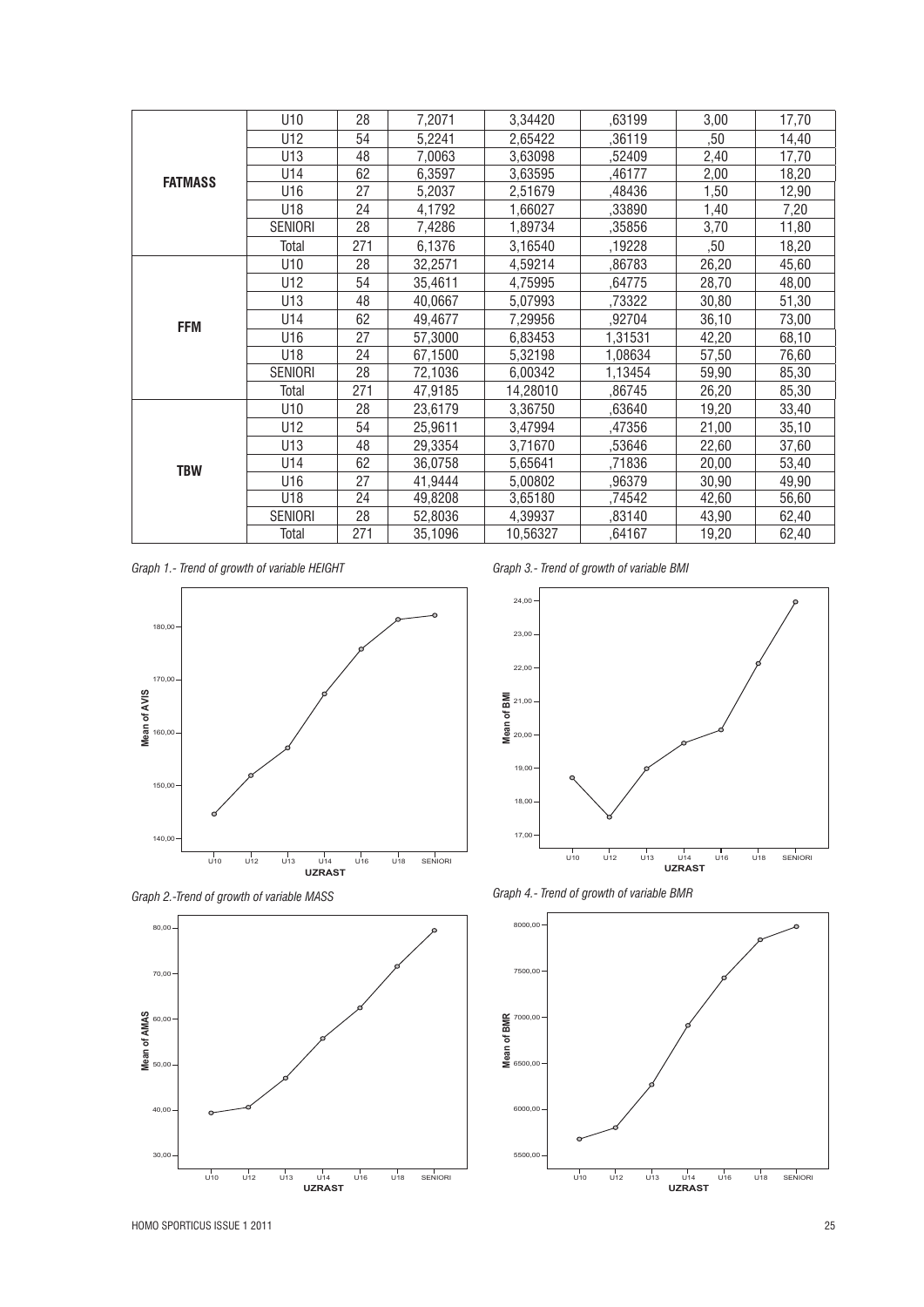| | | | | | | | |
|---|---|---|---|---|---|---|---|
| **FATMASS** | U10 | 28 | 7,2071 | 3,34420 | ,63199 | 3,00 | 17,70 |
| | U12 | 54 | 5,2241 | 2,65422 | ,36119 | ,50 | 14,40 |
| | U13 | 48 | 7,0063 | 3,63098 | ,52409 | 2,40 | 17,70 |
| | U14 | 62 | 6,3597 | 3,63595 | ,46177 | 2,00 | 18,20 |
| | U16 | 27 | 5,2037 | 2,51679 | ,48436 | 1,50 | 12,90 |
| | U18 | 24 | 4,1792 | 1,66027 | ,33890 | 1,40 | 7,20 |
| | SENIORI | 28 | 7,4286 | 1,89734 | ,35856 | 3,70 | 11,80 |
| | Total | 271 | 6,1376 | 3,16540 | ,19228 | ,50 | 18,20 |
| **FFM** | U10 | 28 | 32,2571 | 4,59214 | ,86783 | 26,20 | 45,60 |
| | U12 | 54 | 35,4611 | 4,75995 | ,64775 | 28,70 | 48,00 |
| | U13 | 48 | 40,0667 | 5,07993 | ,73322 | 30,80 | 51,30 |
| | U14 | 62 | 49,4677 | 7,29956 | ,92704 | 36,10 | 73,00 |
| | U16 | 27 | 57,3000 | 6,83453 | 1,31531 | 42,20 | 68,10 |
| | U18 | 24 | 67,1500 | 5,32198 | 1,08634 | 57,50 | 76,60 |
| | SENIORI | 28 | 72,1036 | 6,00342 | 1,13454 | 59,90 | 85,30 |
| | Total | 271 | 47,9185 | 14,28010 | ,86745 | 26,20 | 85,30 |
| **TBW** | U10 | 28 | 23,6179 | 3,36750 | ,63640 | 19,20 | 33,40 |
| | U12 | 54 | 25,9611 | 3,47994 | ,47356 | 21,00 | 35,10 |
| | U13 | 48 | 29,3354 | 3,71670 | ,53646 | 22,60 | 37,60 |
| | U14 | 62 | 36,0758 | 5,65641 | ,71836 | 20,00 | 53,40 |
| | U16 | 27 | 41,9444 | 5,00802 | ,96379 | 30,90 | 49,90 |
| | U18 | 24 | 49,8208 | 3,65180 | ,74542 | 42,60 | 56,60 |
| | SENIORI | 28 | 52,8036 | 4,39937 | ,83140 | 43,90 | 62,40 |
| | Total | 271 | 35,1096 | 10,56327 | ,64167 | 19,20 | 62,40 |

*Graph 1.- Trend of growth of variable HEIGHT*

*Graph 2.-Trend of growth of variable MASS*

*Graph 3.- Trend of growth of variable BMI*

*Graph 4.- Trend of growth of variable BMR*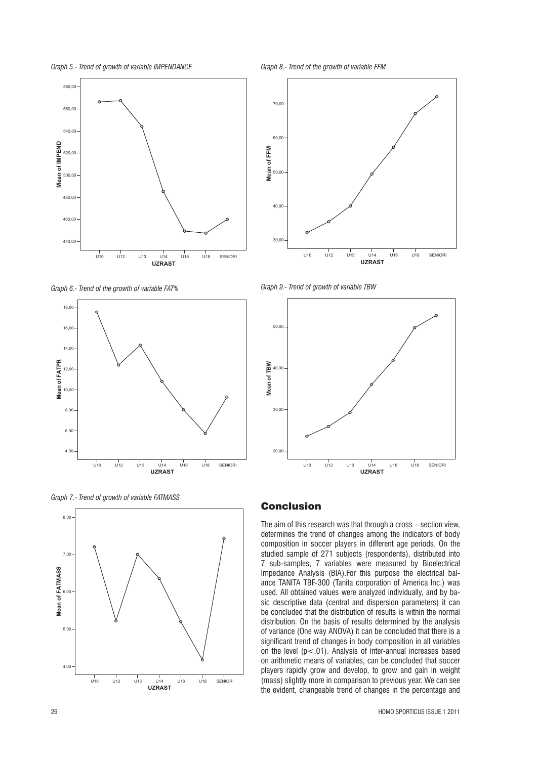*Graph 5.- Trend of growth of variable IMPENDANCE*

*Graph 8.- Trend of the growth of variable FFM*

*Graph 6.- Trend of the growth of variable FAT%*

*Graph 9.- Trend of growth of variable TBW*

*Graph 7.- Trend of growth of variable FATMASS*

## Conclusion

The aim of this research was that through a cross – section view, determines the trend of changes among the indicators of body composition in soccer players in different age periods. On the studied sample of 271 subjects (respondents), distributed into 7 sub-samples, 7 variables were measured by Bioelectrical Impedance Analysis (BIA).For this purpose the electrical balance TANITA TBF-300 (Tanita corporation of America Inc.) was used. All obtained values were analyzed individually, and by basic descriptive data (central and dispersion parameters) it can be concluded that the distribution of results is within the normal distribution. On the basis of results determined by the analysis of variance (One way ANOVA) it can be concluded that there is a significant trend of changes in body composition in all variables on the level ($p<.01$). Analysis of inter-annual increases based on arithmetic means of variables, can be concluded that soccer players rapidly grow and develop, to grow and gain in weight (mass) slightly more in comparison to previous year. We can see the evident, changeable trend of changes in the percentage and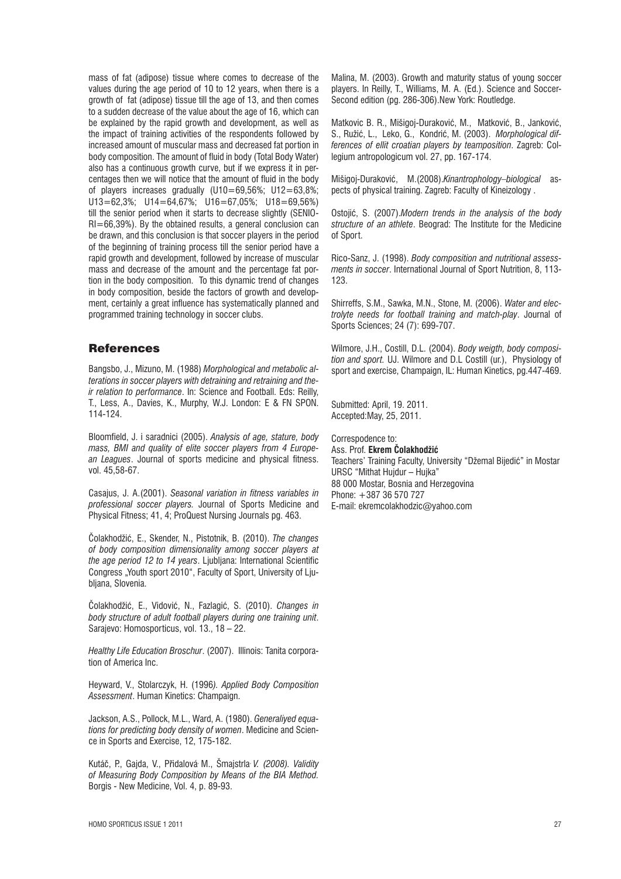mass of fat (adipose) tissue where comes to decrease of the values during the age period of 10 to 12 years, when there is a growth of fat (adipose) tissue till the age of 13, and then comes to a sudden decrease of the value about the age of 16, which can be explained by the rapid growth and development, as well as the impact of training activities of the respondents followed by increased amount of muscular mass and decreased fat portion in body composition. The amount of fluid in body (Total Body Water) also has a continuous growth curve, but if we express it in percentages then we will notice that the amount of fluid in the body of players increases gradually (U10=69,56%; U12=63,8%; U13=62,3%; U14=64,67%; U16=67,05%; U18=69,56%) till the senior period when it starts to decrease slightly (SENIORI=66,39%). By the obtained results, a general conclusion can be drawn, and this conclusion is that soccer players in the period of the beginning of training process till the senior period have a rapid growth and development, followed by increase of muscular mass and decrease of the amount and the percentage fat portion in the body composition. To this dynamic trend of changes in body composition, beside the factors of growth and development, certainly a great influence has systematically planned and programmed training technology in soccer clubs.

## References

Bangsbo, J., Mizuno, M. (1988) *Morphological and metabolic alterations in soccer players with detraining and retraining and their relation to performance*. In: Science and Football. Eds: Reilly, T., Less, A., Davies, K., Murphy, W.J. London: E & FN SPON. 114-124.

Bloomfield, J. i saradnici (2005). *Analysis of age, stature, body mass, BMI and quality of elite soccer players from 4 European Leagues*. Journal of sports medicine and physical fitness. vol. 45,58-67.

Casajus, J. A.(2001). *Seasonal variation in fitness variables in professional soccer players.* Journal of Sports Medicine and Physical Fitness; 41, 4; ProQuest Nursing Journals pg. 463.

Čolakhodžić, E., Skender, N., Pistotnik, B. (2010). *The changes of body composition dimensionality among soccer players at the age period 12 to 14 years*. Ljubljana: International Scientific Congress „Youth sport 2010", Faculty of Sport, University of Ljubljana, Slovenia.

Čolakhodžić, E., Vidović, N., Fazlagić, S. (2010). *Changes in body structure of adult football players during one training unit*. Sarajevo: Homosporticus, vol. 13., 18 – 22.

*Healthy Life Education Broschur*. (2007). Illinois: Tanita corporation of America Inc.

Heyward, V., Stolarczyk, H. (1996*). Applied Body Composition Assessment*. Human Kinetics: Champaign.

Jackson, A.S., Pollock, M.L., Ward, A. (1980). *Generaliyed equations for predicting body density of women*. Medicine and Science in Sports and Exercise, 12, 175-182.

Kutáč, P., Gajda, V., Přidalová M., Šmajstrla *V. (2008). Validity of Measuring Body Composition by Means of the BIA Method.* Borgis - New Medicine, Vol. 4, p. 89-93.

Malina, M. (2003). Growth and maturity status of young soccer players. In Reilly, T., Williams, M. A. (Ed.). Science and Soccer-Second edition (pg. 286-306).New York: Routledge.

Matkovic B. R., Mišigoj-Duraković, M., Matković, B., Janković, S., Ružić, L., Leko, G., Kondrić, M. (2003). *Morphological differences of ellit croatian players by teamposition*. Zagreb: Collegium antropologicum vol. 27, pp. 167-174.

Mišigoj-Duraković, M.(2008).*Kinantrophology–biological* aspects of physical training. Zagreb: Faculty of Kineizology .

Ostojić, S. (2007).*Modern trends in the analysis of the body structure of an athlete*. Beograd: The Institute for the Medicine of Sport.

Rico-Sanz, J. (1998). *Body composition and nutritional assessments in soccer*. International Journal of Sport Nutrition, 8, 113-123.

Shirreffs, S.M., Sawka, M.N., Stone, M. (2006). *Water and electrolyte needs for football training and match-play*. Journal of Sports Sciences; 24 (7): 699-707.

Wilmore, J.H., Costill, D.L. (2004). *Body weigth, body composition and sport.* UJ. Wilmore and D.L Costill (ur.), Physiology of sport and exercise, Champaign, IL: Human Kinetics, pg.447-469.

Submitted: April, 19. 2011.
Accepted:May, 25, 2011.

Correspodence to:
Ass. Prof. **Ekrem Čolakhodžić**
Teachers' Training Faculty, University "Džemal Bijedić" in Mostar
URSC "Mithat Hujdur – Hujka"
88 000 Mostar, Bosnia and Herzegovina
Phone: +387 36 570 727
E-mail: ekremcolakhodzic@yahoo.com